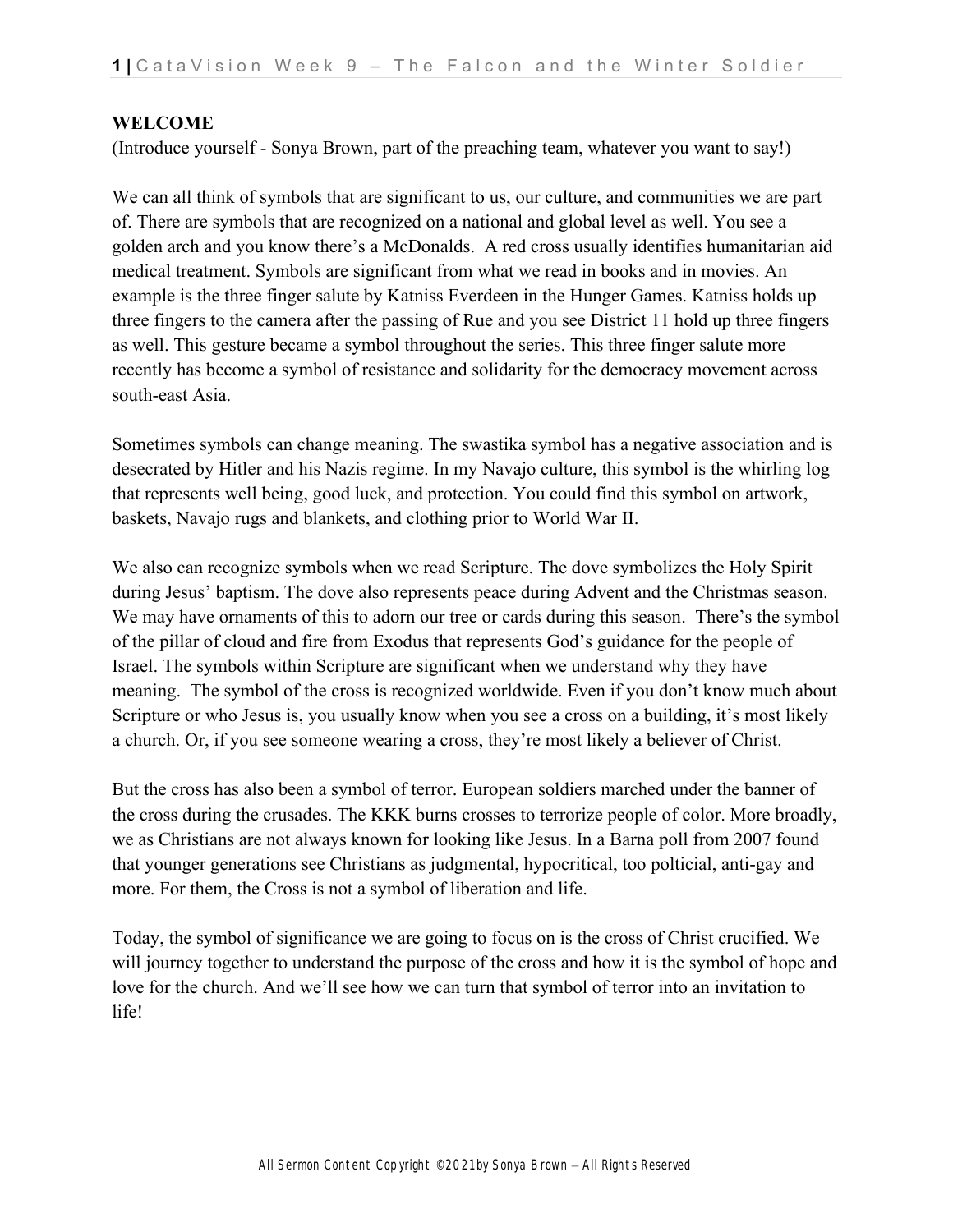**WELCOME**

(Introduce yourself - Sonya Brown, part of the preaching team, whatever you want to say!)

We can all think of symbols that are significant to us, our culture, and communities we are part of. There are symbols that are recognized on a national and global level as well. You see a golden arch and you know there's a McDonalds. A red cross usually identifies humanitarian aid medical treatment. Symbols are significant from what we read in books and in movies. An example is the three finger salute by Katniss Everdeen in the Hunger Games. Katniss holds up three fingers to the camera after the passing of Rue and you see District 11 hold up three fingers as well. This gesture became a symbol throughout the series. This three finger salute more recently has become a symbol of resistance and solidarity for the democracy movement across south-east Asia.

Sometimes symbols can change meaning. The swastika symbol has a negative association and is desecrated by Hitler and his Nazis regime. In my Navajo culture, this symbol is the whirling log that represents well being, good luck, and protection. You could find this symbol on artwork, baskets, Navajo rugs and blankets, and clothing prior to World War II.

We also can recognize symbols when we read Scripture. The dove symbolizes the Holy Spirit during Jesus' baptism. The dove also represents peace during Advent and the Christmas season. We may have ornaments of this to adorn our tree or cards during this season. There's the symbol of the pillar of cloud and fire from Exodus that represents God's guidance for the people of Israel. The symbols within Scripture are significant when we understand why they have meaning. The symbol of the cross is recognized worldwide. Even if you don't know much about Scripture or who Jesus is, you usually know when you see a cross on a building, it's most likely a church. Or, if you see someone wearing a cross, they're most likely a believer of Christ.

But the cross has also been a symbol of terror. European soldiers marched under the banner of the cross during the crusades. The KKK burns crosses to terrorize people of color. More broadly, we as Christians are not always known for looking like Jesus. In a Barna poll from 2007 found that younger generations see Christians as judgmental, hypocritical, too polticial, anti-gay and more. For them, the Cross is not a symbol of liberation and life.

Today, the symbol of significance we are going to focus on is the cross of Christ crucified. We will journey together to understand the purpose of the cross and how it is the symbol of hope and love for the church. And we'll see how we can turn that symbol of terror into an invitation to life!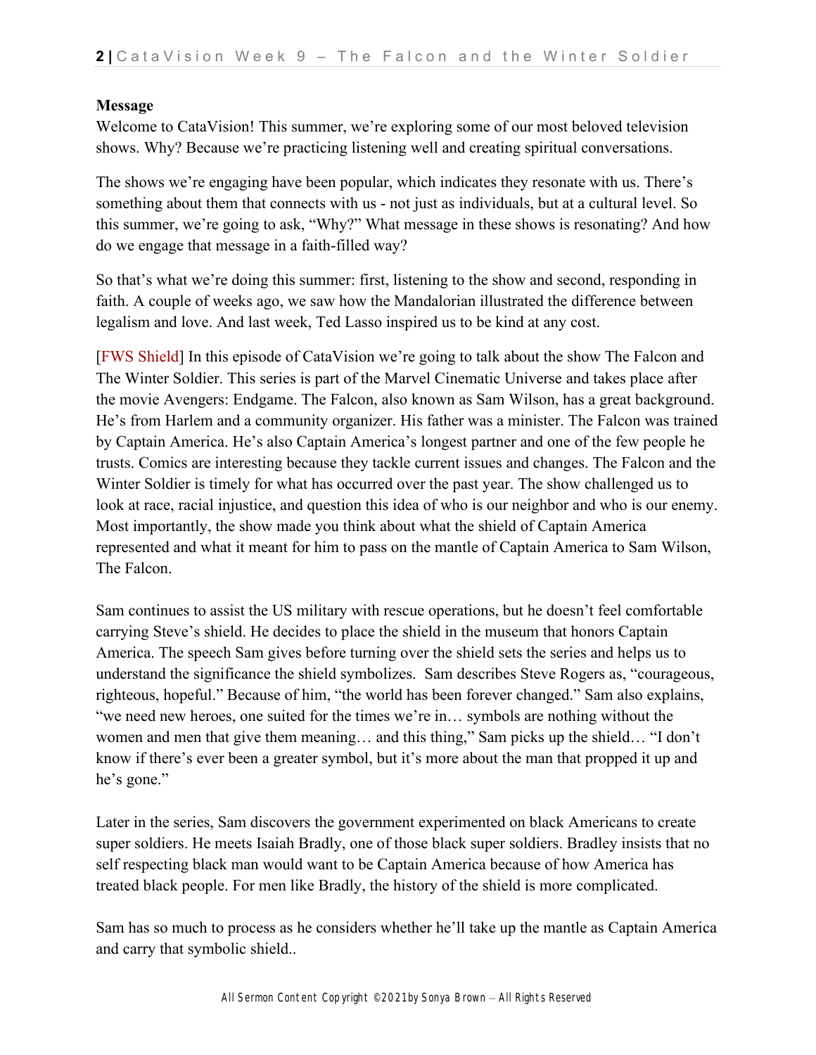**Message**

Welcome to CataVision! This summer, we're exploring some of our most beloved television shows. Why? Because we're practicing listening well and creating spiritual conversations.

The shows we're engaging have been popular, which indicates they resonate with us. There's something about them that connects with us - not just as individuals, but at a cultural level. So this summer, we're going to ask, "Why?" What message in these shows is resonating? And how do we engage that message in a faith-filled way?

So that's what we're doing this summer: first, listening to the show and second, responding in faith. A couple of weeks ago, we saw how the Mandalorian illustrated the difference between legalism and love. And last week, Ted Lasso inspired us to be kind at any cost.

[FWS Shield] In this episode of CataVision we're going to talk about the show The Falcon and The Winter Soldier. This series is part of the Marvel Cinematic Universe and takes place after the movie Avengers: Endgame. The Falcon, also known as Sam Wilson, has a great background. He's from Harlem and a community organizer. His father was a minister. The Falcon was trained by Captain America. He's also Captain America's longest partner and one of the few people he trusts. Comics are interesting because they tackle current issues and changes. The Falcon and the Winter Soldier is timely for what has occurred over the past year. The show challenged us to look at race, racial injustice, and question this idea of who is our neighbor and who is our enemy. Most importantly, the show made you think about what the shield of Captain America represented and what it meant for him to pass on the mantle of Captain America to Sam Wilson, The Falcon.

Sam continues to assist the US military with rescue operations, but he doesn't feel comfortable carrying Steve's shield. He decides to place the shield in the museum that honors Captain America. The speech Sam gives before turning over the shield sets the series and helps us to understand the significance the shield symbolizes. Sam describes Steve Rogers as, "courageous, righteous, hopeful." Because of him, "the world has been forever changed." Sam also explains, "we need new heroes, one suited for the times we're in… symbols are nothing without the women and men that give them meaning… and this thing," Sam picks up the shield… "I don't know if there's ever been a greater symbol, but it's more about the man that propped it up and he's gone."

Later in the series, Sam discovers the government experimented on black Americans to create super soldiers. He meets Isaiah Bradly, one of those black super soldiers. Bradley insists that no self respecting black man would want to be Captain America because of how America has treated black people. For men like Bradly, the history of the shield is more complicated.

Sam has so much to process as he considers whether he'll take up the mantle as Captain America and carry that symbolic shield..

All Sermon Content Copyright ©2021 by Sonya Brown – All Rights Reserved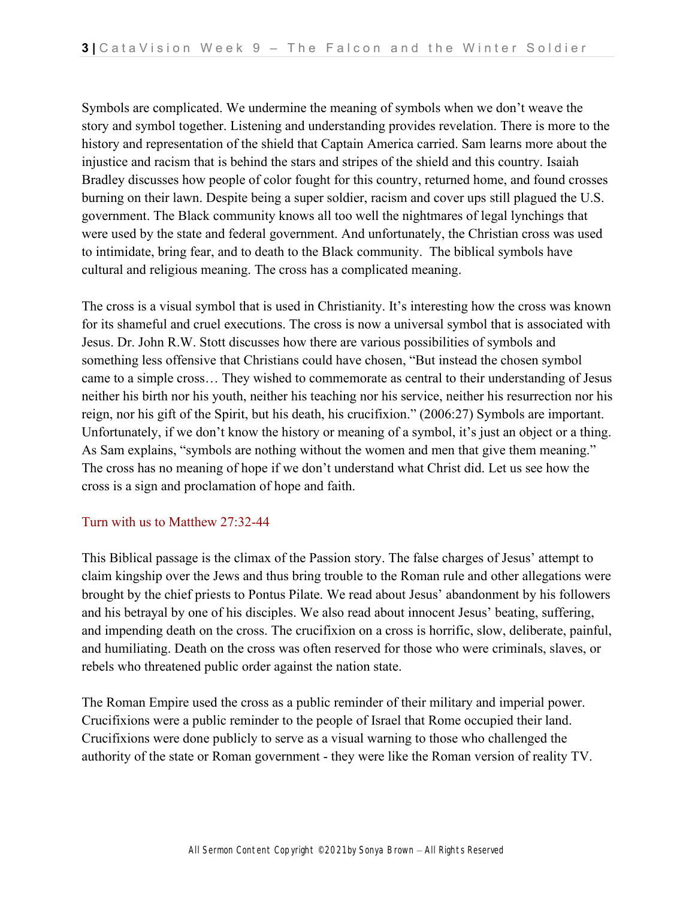Symbols are complicated. We undermine the meaning of symbols when we don't weave the story and symbol together. Listening and understanding provides revelation. There is more to the history and representation of the shield that Captain America carried. Sam learns more about the injustice and racism that is behind the stars and stripes of the shield and this country. Isaiah Bradley discusses how people of color fought for this country, returned home, and found crosses burning on their lawn. Despite being a super soldier, racism and cover ups still plagued the U.S. government. The Black community knows all too well the nightmares of legal lynchings that were used by the state and federal government. And unfortunately, the Christian cross was used to intimidate, bring fear, and to death to the Black community. The biblical symbols have cultural and religious meaning. The cross has a complicated meaning.

The cross is a visual symbol that is used in Christianity. It's interesting how the cross was known for its shameful and cruel executions. The cross is now a universal symbol that is associated with Jesus. Dr. John R.W. Stott discusses how there are various possibilities of symbols and something less offensive that Christians could have chosen, "But instead the chosen symbol came to a simple cross… They wished to commemorate as central to their understanding of Jesus neither his birth nor his youth, neither his teaching nor his service, neither his resurrection nor his reign, nor his gift of the Spirit, but his death, his crucifixion." (2006:27) Symbols are important. Unfortunately, if we don't know the history or meaning of a symbol, it's just an object or a thing. As Sam explains, "symbols are nothing without the women and men that give them meaning." The cross has no meaning of hope if we don't understand what Christ did. Let us see how the cross is a sign and proclamation of hope and faith.

Turn with us to Matthew 27:32-44

This Biblical passage is the climax of the Passion story. The false charges of Jesus' attempt to claim kingship over the Jews and thus bring trouble to the Roman rule and other allegations were brought by the chief priests to Pontus Pilate. We read about Jesus' abandonment by his followers and his betrayal by one of his disciples. We also read about innocent Jesus' beating, suffering, and impending death on the cross. The crucifixion on a cross is horrific, slow, deliberate, painful, and humiliating. Death on the cross was often reserved for those who were criminals, slaves, or rebels who threatened public order against the nation state.

The Roman Empire used the cross as a public reminder of their military and imperial power. Crucifixions were a public reminder to the people of Israel that Rome occupied their land. Crucifixions were done publicly to serve as a visual warning to those who challenged the authority of the state or Roman government - they were like the Roman version of reality TV.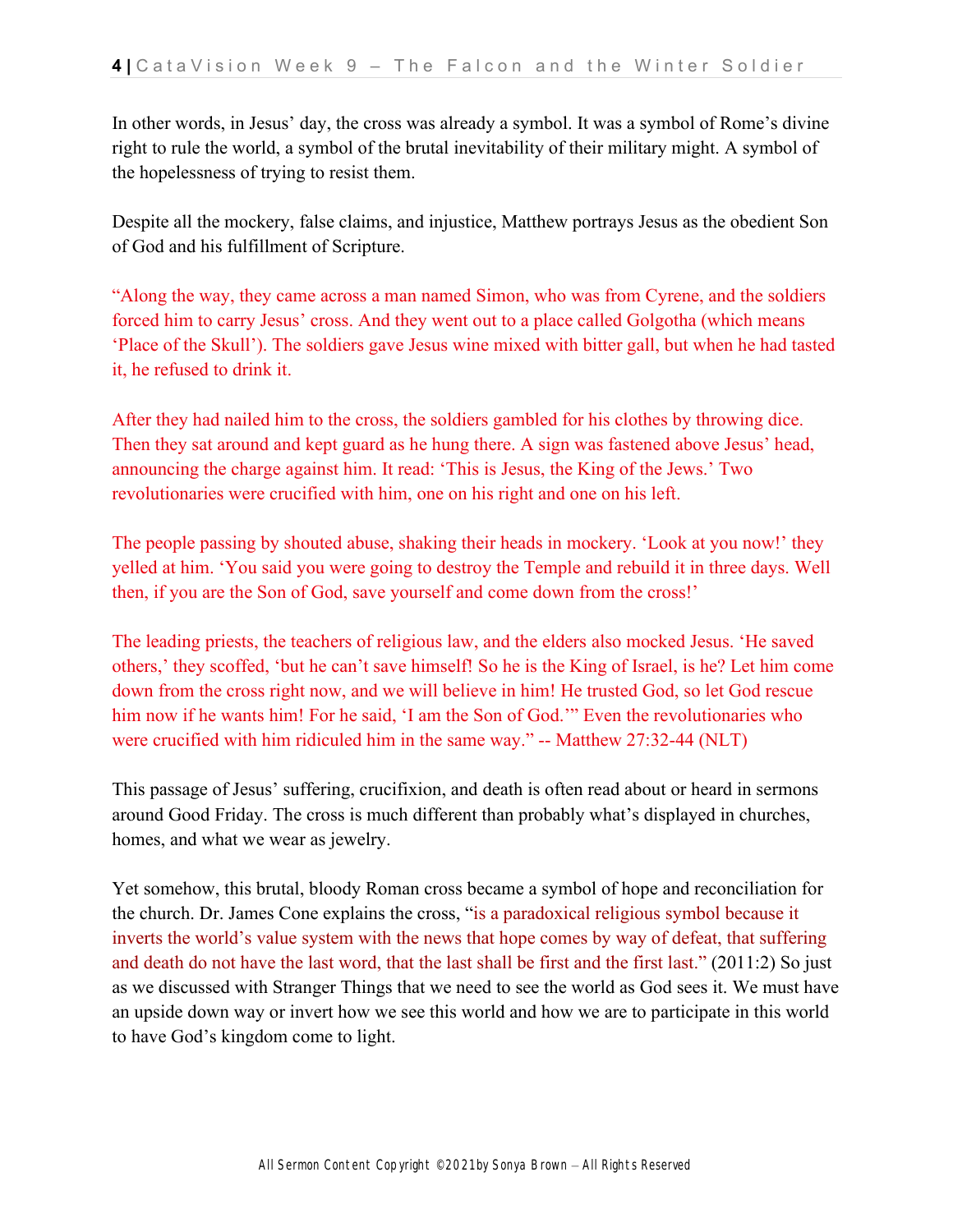In other words, in Jesus' day, the cross was already a symbol. It was a symbol of Rome's divine right to rule the world, a symbol of the brutal inevitability of their military might. A symbol of the hopelessness of trying to resist them.

Despite all the mockery, false claims, and injustice, Matthew portrays Jesus as the obedient Son of God and his fulfillment of Scripture.

"Along the way, they came across a man named Simon, who was from Cyrene, and the soldiers forced him to carry Jesus' cross. And they went out to a place called Golgotha (which means 'Place of the Skull'). The soldiers gave Jesus wine mixed with bitter gall, but when he had tasted it, he refused to drink it.

After they had nailed him to the cross, the soldiers gambled for his clothes by throwing dice. Then they sat around and kept guard as he hung there. A sign was fastened above Jesus' head, announcing the charge against him. It read: 'This is Jesus, the King of the Jews.' Two revolutionaries were crucified with him, one on his right and one on his left.

The people passing by shouted abuse, shaking their heads in mockery. 'Look at you now!' they yelled at him. 'You said you were going to destroy the Temple and rebuild it in three days. Well then, if you are the Son of God, save yourself and come down from the cross!'

The leading priests, the teachers of religious law, and the elders also mocked Jesus. 'He saved others,' they scoffed, 'but he can't save himself! So he is the King of Israel, is he? Let him come down from the cross right now, and we will believe in him! He trusted God, so let God rescue him now if he wants him! For he said, 'I am the Son of God.'" Even the revolutionaries who were crucified with him ridiculed him in the same way." -- Matthew 27:32-44 (NLT)

This passage of Jesus' suffering, crucifixion, and death is often read about or heard in sermons around Good Friday. The cross is much different than probably what's displayed in churches, homes, and what we wear as jewelry.

Yet somehow, this brutal, bloody Roman cross became a symbol of hope and reconciliation for the church. Dr. James Cone explains the cross, "is a paradoxical religious symbol because it inverts the world's value system with the news that hope comes by way of defeat, that suffering and death do not have the last word, that the last shall be first and the first last." (2011:2) So just as we discussed with Stranger Things that we need to see the world as God sees it. We must have an upside down way or invert how we see this world and how we are to participate in this world to have God's kingdom come to light.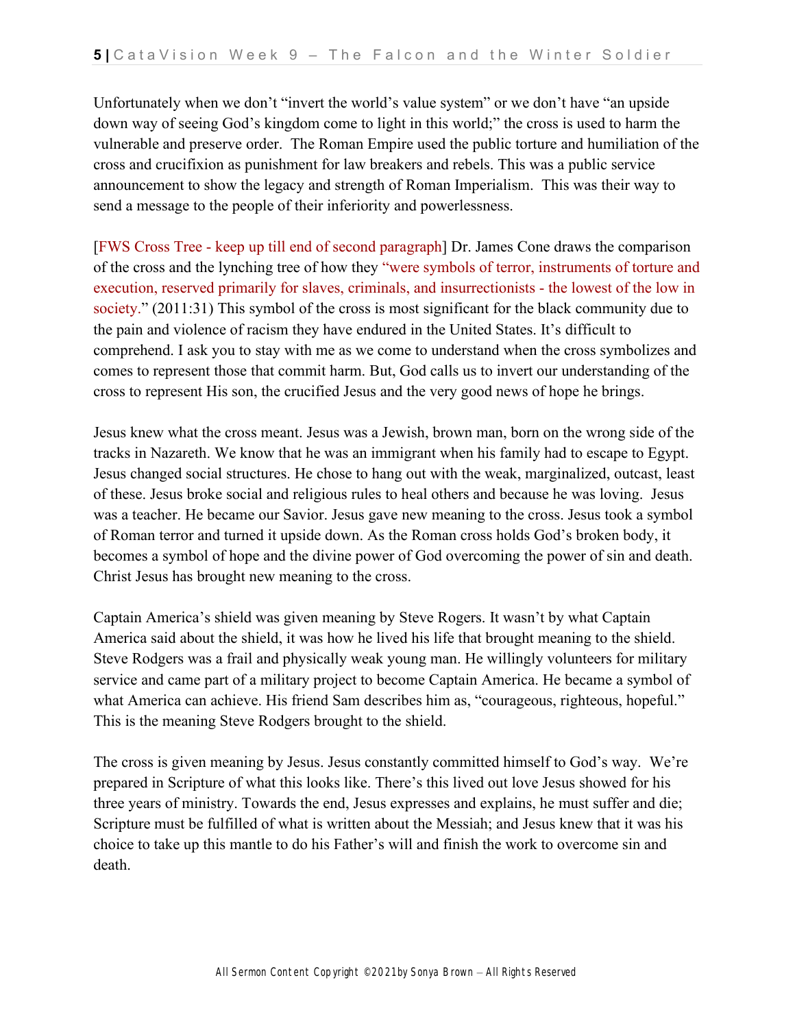Unfortunately when we don't "invert the world's value system" or we don't have "an upside down way of seeing God's kingdom come to light in this world;" the cross is used to harm the vulnerable and preserve order. The Roman Empire used the public torture and humiliation of the cross and crucifixion as punishment for law breakers and rebels. This was a public service announcement to show the legacy and strength of Roman Imperialism. This was their way to send a message to the people of their inferiority and powerlessness.

[FWS Cross Tree - keep up till end of second paragraph] Dr. James Cone draws the comparison of the cross and the lynching tree of how they "were symbols of terror, instruments of torture and execution, reserved primarily for slaves, criminals, and insurrectionists - the lowest of the low in society." (2011:31) This symbol of the cross is most significant for the black community due to the pain and violence of racism they have endured in the United States. It's difficult to comprehend. I ask you to stay with me as we come to understand when the cross symbolizes and comes to represent those that commit harm. But, God calls us to invert our understanding of the cross to represent His son, the crucified Jesus and the very good news of hope he brings.

Jesus knew what the cross meant. Jesus was a Jewish, brown man, born on the wrong side of the tracks in Nazareth. We know that he was an immigrant when his family had to escape to Egypt. Jesus changed social structures. He chose to hang out with the weak, marginalized, outcast, least of these. Jesus broke social and religious rules to heal others and because he was loving. Jesus was a teacher. He became our Savior. Jesus gave new meaning to the cross. Jesus took a symbol of Roman terror and turned it upside down. As the Roman cross holds God's broken body, it becomes a symbol of hope and the divine power of God overcoming the power of sin and death. Christ Jesus has brought new meaning to the cross.

Captain America's shield was given meaning by Steve Rogers. It wasn't by what Captain America said about the shield, it was how he lived his life that brought meaning to the shield. Steve Rodgers was a frail and physically weak young man. He willingly volunteers for military service and came part of a military project to become Captain America. He became a symbol of what America can achieve. His friend Sam describes him as, "courageous, righteous, hopeful." This is the meaning Steve Rodgers brought to the shield.

The cross is given meaning by Jesus. Jesus constantly committed himself to God's way. We're prepared in Scripture of what this looks like. There's this lived out love Jesus showed for his three years of ministry. Towards the end, Jesus expresses and explains, he must suffer and die; Scripture must be fulfilled of what is written about the Messiah; and Jesus knew that it was his choice to take up this mantle to do his Father's will and finish the work to overcome sin and death.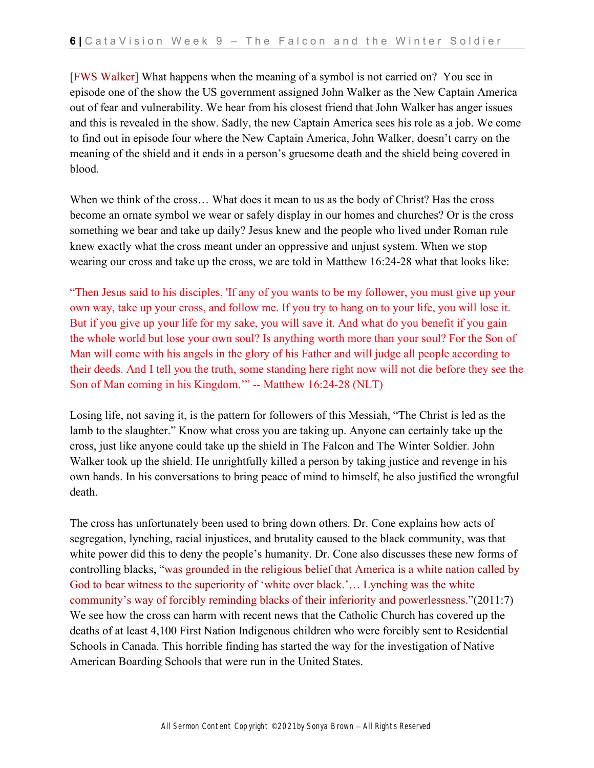[FWS Walker] What happens when the meaning of a symbol is not carried on? You see in episode one of the show the US government assigned John Walker as the New Captain America out of fear and vulnerability. We hear from his closest friend that John Walker has anger issues and this is revealed in the show. Sadly, the new Captain America sees his role as a job. We come to find out in episode four where the New Captain America, John Walker, doesn't carry on the meaning of the shield and it ends in a person's gruesome death and the shield being covered in blood.

When we think of the cross… What does it mean to us as the body of Christ? Has the cross become an ornate symbol we wear or safely display in our homes and churches? Or is the cross something we bear and take up daily? Jesus knew and the people who lived under Roman rule knew exactly what the cross meant under an oppressive and unjust system. When we stop wearing our cross and take up the cross, we are told in Matthew 16:24-28 what that looks like:

"Then Jesus said to his disciples, 'If any of you wants to be my follower, you must give up your own way, take up your cross, and follow me. If you try to hang on to your life, you will lose it. But if you give up your life for my sake, you will save it. And what do you benefit if you gain the whole world but lose your own soul? Is anything worth more than your soul? For the Son of Man will come with his angels in the glory of his Father and will judge all people according to their deeds. And I tell you the truth, some standing here right now will not die before they see the Son of Man coming in his Kingdom.'" -- Matthew 16:24-28 (NLT)

Losing life, not saving it, is the pattern for followers of this Messiah, "The Christ is led as the lamb to the slaughter." Know what cross you are taking up. Anyone can certainly take up the cross, just like anyone could take up the shield in The Falcon and The Winter Soldier. John Walker took up the shield. He unrightfully killed a person by taking justice and revenge in his own hands. In his conversations to bring peace of mind to himself, he also justified the wrongful death.

The cross has unfortunately been used to bring down others. Dr. Cone explains how acts of segregation, lynching, racial injustices, and brutality caused to the black community, was that white power did this to deny the people's humanity. Dr. Cone also discusses these new forms of controlling blacks, "was grounded in the religious belief that America is a white nation called by God to bear witness to the superiority of 'white over black.'… Lynching was the white community's way of forcibly reminding blacks of their inferiority and powerlessness."(2011:7) We see how the cross can harm with recent news that the Catholic Church has covered up the deaths of at least 4,100 First Nation Indigenous children who were forcibly sent to Residential Schools in Canada. This horrible finding has started the way for the investigation of Native American Boarding Schools that were run in the United States.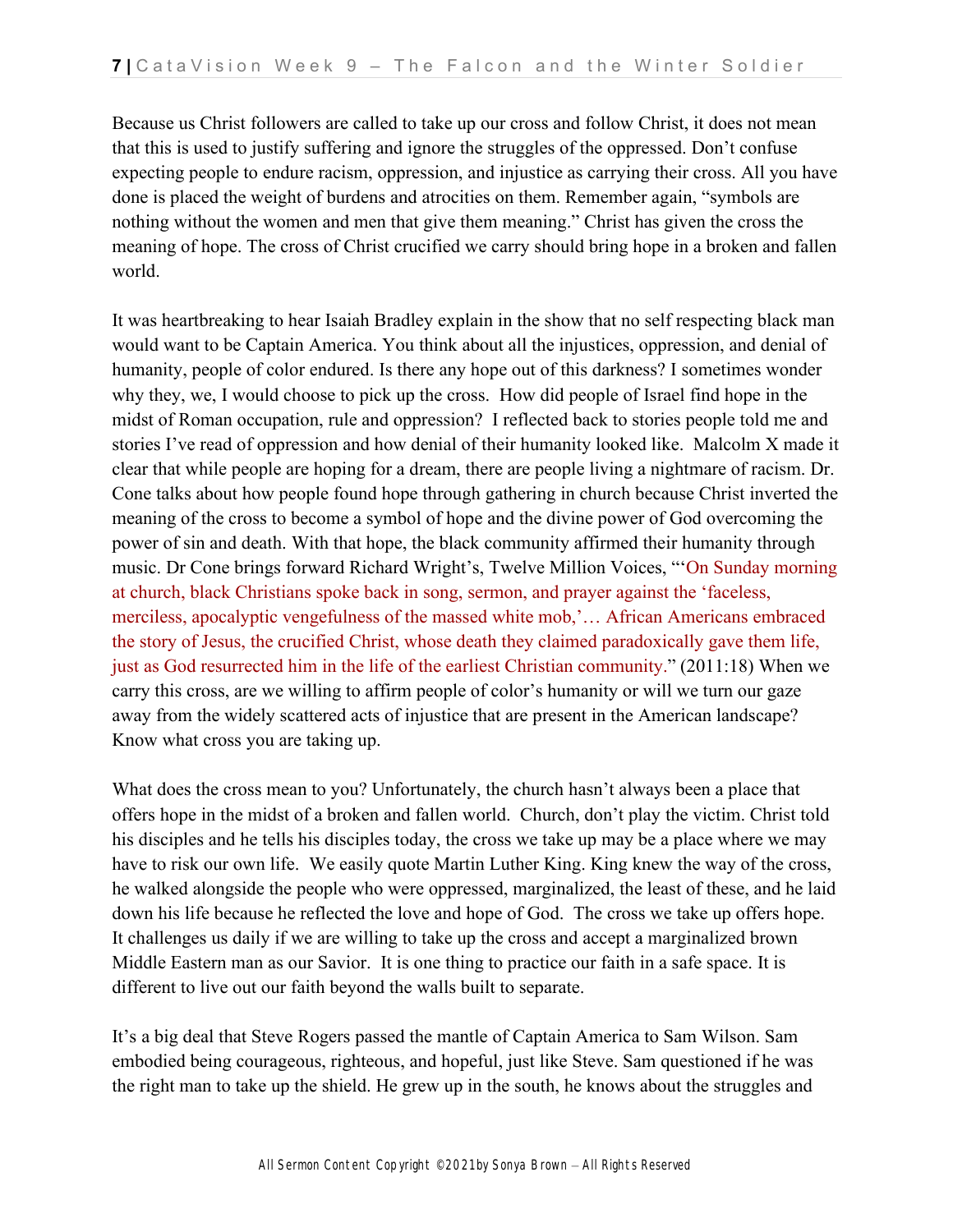Because us Christ followers are called to take up our cross and follow Christ, it does not mean that this is used to justify suffering and ignore the struggles of the oppressed. Don't confuse expecting people to endure racism, oppression, and injustice as carrying their cross. All you have done is placed the weight of burdens and atrocities on them. Remember again, "symbols are nothing without the women and men that give them meaning." Christ has given the cross the meaning of hope. The cross of Christ crucified we carry should bring hope in a broken and fallen world.

It was heartbreaking to hear Isaiah Bradley explain in the show that no self respecting black man would want to be Captain America. You think about all the injustices, oppression, and denial of humanity, people of color endured. Is there any hope out of this darkness? I sometimes wonder why they, we, I would choose to pick up the cross. How did people of Israel find hope in the midst of Roman occupation, rule and oppression? I reflected back to stories people told me and stories I've read of oppression and how denial of their humanity looked like. Malcolm X made it clear that while people are hoping for a dream, there are people living a nightmare of racism. Dr. Cone talks about how people found hope through gathering in church because Christ inverted the meaning of the cross to become a symbol of hope and the divine power of God overcoming the power of sin and death. With that hope, the black community affirmed their humanity through music. Dr Cone brings forward Richard Wright's, Twelve Million Voices, "'On Sunday morning at church, black Christians spoke back in song, sermon, and prayer against the 'faceless, merciless, apocalyptic vengefulness of the massed white mob,'… African Americans embraced the story of Jesus, the crucified Christ, whose death they claimed paradoxically gave them life, just as God resurrected him in the life of the earliest Christian community." (2011:18) When we carry this cross, are we willing to affirm people of color's humanity or will we turn our gaze away from the widely scattered acts of injustice that are present in the American landscape? Know what cross you are taking up.

What does the cross mean to you? Unfortunately, the church hasn't always been a place that offers hope in the midst of a broken and fallen world. Church, don't play the victim. Christ told his disciples and he tells his disciples today, the cross we take up may be a place where we may have to risk our own life. We easily quote Martin Luther King. King knew the way of the cross, he walked alongside the people who were oppressed, marginalized, the least of these, and he laid down his life because he reflected the love and hope of God. The cross we take up offers hope. It challenges us daily if we are willing to take up the cross and accept a marginalized brown Middle Eastern man as our Savior. It is one thing to practice our faith in a safe space. It is different to live out our faith beyond the walls built to separate.

It's a big deal that Steve Rogers passed the mantle of Captain America to Sam Wilson. Sam embodied being courageous, righteous, and hopeful, just like Steve. Sam questioned if he was the right man to take up the shield. He grew up in the south, he knows about the struggles and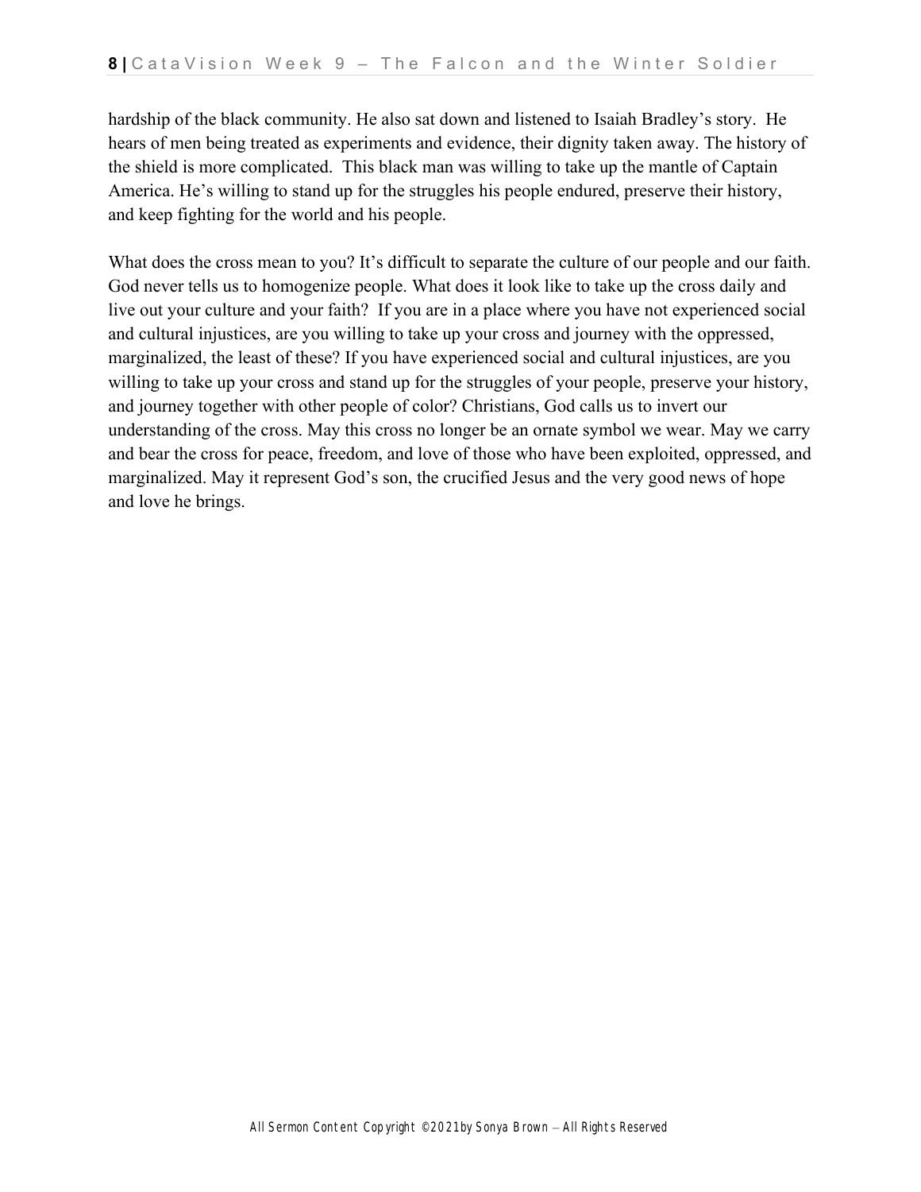hardship of the black community. He also sat down and listened to Isaiah Bradley's story. He hears of men being treated as experiments and evidence, their dignity taken away. The history of the shield is more complicated. This black man was willing to take up the mantle of Captain America. He's willing to stand up for the struggles his people endured, preserve their history, and keep fighting for the world and his people.

What does the cross mean to you? It's difficult to separate the culture of our people and our faith. God never tells us to homogenize people. What does it look like to take up the cross daily and live out your culture and your faith? If you are in a place where you have not experienced social and cultural injustices, are you willing to take up your cross and journey with the oppressed, marginalized, the least of these? If you have experienced social and cultural injustices, are you willing to take up your cross and stand up for the struggles of your people, preserve your history, and journey together with other people of color? Christians, God calls us to invert our understanding of the cross. May this cross no longer be an ornate symbol we wear. May we carry and bear the cross for peace, freedom, and love of those who have been exploited, oppressed, and marginalized. May it represent God's son, the crucified Jesus and the very good news of hope and love he brings.